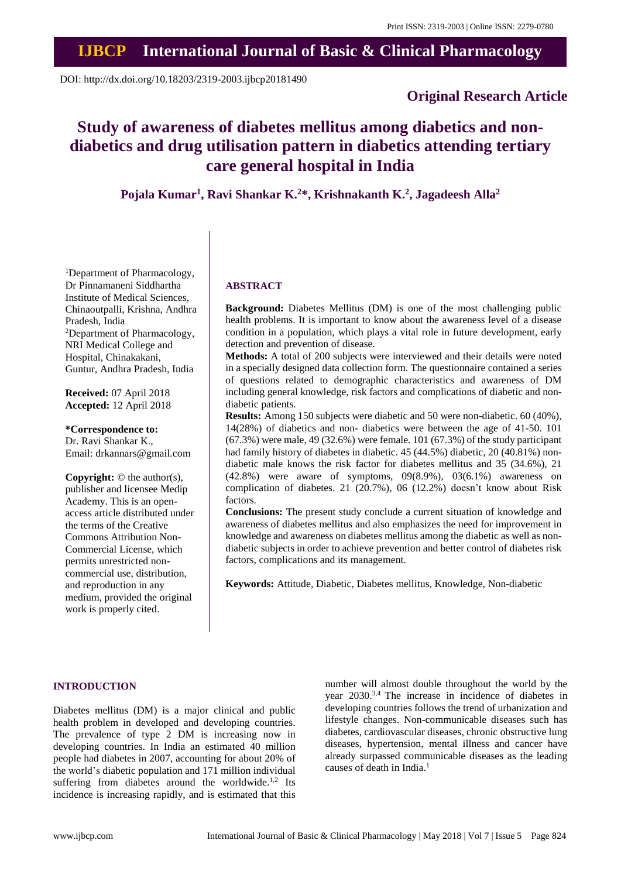Print ISSN: 2319-2003 | Online ISSN: 2279-0780

# IJBCP International Journal of Basic & Clinical Pharmacology

DOI: http://dx.doi.org/10.18203/2319-2003.ijbcp20181490

**Original Research Article**

# Study of awareness of diabetes mellitus among diabetics and non-diabetics and drug utilisation pattern in diabetics attending tertiary care general hospital in India

**Pojala Kumar[1], Ravi Shankar K.[2]\*, Krishnakanth K.[2], Jagadeesh Alla[2]**

[1]Department of Pharmacology, Dr Pinnamaneni Siddhartha Institute of Medical Sciences, Chinaoutpalli, Krishna, Andhra Pradesh, India
[2]Department of Pharmacology, NRI Medical College and Hospital, Chinakakani, Guntur, Andhra Pradesh, India

**Received:** 07 April 2018
**Accepted:** 12 April 2018

**\*Correspondence to:**
Dr. Ravi Shankar K.,
Email: drkannars@gmail.com

**Copyright:** © the author(s), publisher and licensee Medip Academy. This is an open-access article distributed under the terms of the Creative Commons Attribution Non-Commercial License, which permits unrestricted non-commercial use, distribution, and reproduction in any medium, provided the original work is properly cited.

## ABSTRACT

**Background:** Diabetes Mellitus (DM) is one of the most challenging public health problems. It is important to know about the awareness level of a disease condition in a population, which plays a vital role in future development, early detection and prevention of disease.

**Methods:** A total of 200 subjects were interviewed and their details were noted in a specially designed data collection form. The questionnaire contained a series of questions related to demographic characteristics and awareness of DM including general knowledge, risk factors and complications of diabetic and non-diabetic patients.

**Results:** Among 150 subjects were diabetic and 50 were non-diabetic. 60 (40%), 14(28%) of diabetics and non- diabetics were between the age of 41-50. 101 (67.3%) were male, 49 (32.6%) were female. 101 (67.3%) of the study participant had family history of diabetes in diabetic. 45 (44.5%) diabetic, 20 (40.81%) non-diabetic male knows the risk factor for diabetes mellitus and 35 (34.6%), 21 (42.8%) were aware of symptoms, 09(8.9%), 03(6.1%) awareness on complication of diabetes. 21 (20.7%), 06 (12.2%) doesn't know about Risk factors.

**Conclusions:** The present study conclude a current situation of knowledge and awareness of diabetes mellitus and also emphasizes the need for improvement in knowledge and awareness on diabetes mellitus among the diabetic as well as non-diabetic subjects in order to achieve prevention and better control of diabetes risk factors, complications and its management.

**Keywords:** Attitude, Diabetic, Diabetes mellitus, Knowledge, Non-diabetic

## INTRODUCTION

Diabetes mellitus (DM) is a major clinical and public health problem in developed and developing countries. The prevalence of type 2 DM is increasing now in developing countries. In India an estimated 40 million people had diabetes in 2007, accounting for about 20% of the world's diabetic population and 171 million individual suffering from diabetes around the worldwide.[1,2] Its incidence is increasing rapidly, and is estimated that this number will almost double throughout the world by the year 2030.[3,4] The increase in incidence of diabetes in developing countries follows the trend of urbanization and lifestyle changes. Non-communicable diseases such has diabetes, cardiovascular diseases, chronic obstructive lung diseases, hypertension, mental illness and cancer have already surpassed communicable diseases as the leading causes of death in India.[1]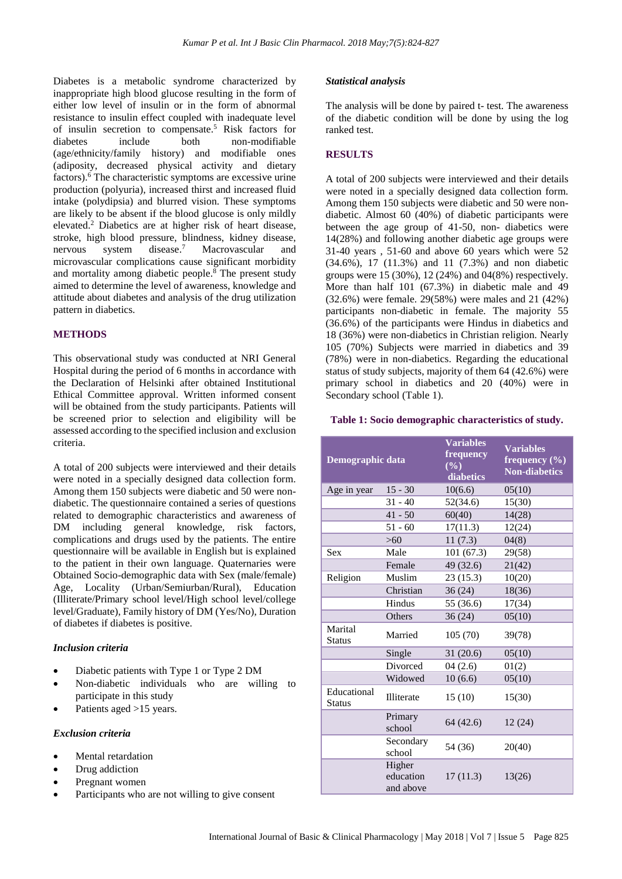Diabetes is a metabolic syndrome characterized by inappropriate high blood glucose resulting in the form of either low level of insulin or in the form of abnormal resistance to insulin effect coupled with inadequate level of insulin secretion to compensate.[5] Risk factors for diabetes include both non-modifiable (age/ethnicity/family history) and modifiable ones (adiposity, decreased physical activity and dietary factors).[6] The characteristic symptoms are excessive urine production (polyuria), increased thirst and increased fluid intake (polydipsia) and blurred vision. These symptoms are likely to be absent if the blood glucose is only mildly elevated.[2] Diabetics are at higher risk of heart disease, stroke, high blood pressure, blindness, kidney disease, nervous system disease.[7] Macrovascular and microvascular complications cause significant morbidity and mortality among diabetic people.[8] The present study aimed to determine the level of awareness, knowledge and attitude about diabetes and analysis of the drug utilization pattern in diabetics.

## METHODS

This observational study was conducted at NRI General Hospital during the period of 6 months in accordance with the Declaration of Helsinki after obtained Institutional Ethical Committee approval. Written informed consent will be obtained from the study participants. Patients will be screened prior to selection and eligibility will be assessed according to the specified inclusion and exclusion criteria.

A total of 200 subjects were interviewed and their details were noted in a specially designed data collection form. Among them 150 subjects were diabetic and 50 were non-diabetic. The questionnaire contained a series of questions related to demographic characteristics and awareness of DM including general knowledge, risk factors, complications and drugs used by the patients. The entire questionnaire will be available in English but is explained to the patient in their own language. Quaternaries were Obtained Socio-demographic data with Sex (male/female) Age, Locality (Urban/Semiurban/Rural), Education (Illiterate/Primary school level/High school level/college level/Graduate), Family history of DM (Yes/No), Duration of diabetes if diabetes is positive.

### *Inclusion criteria*

- Diabetic patients with Type 1 or Type 2 DM
- Non-diabetic individuals who are willing to participate in this study
- Patients aged >15 years.

### *Exclusion criteria*

- Mental retardation
- Drug addiction
- Pregnant women
- Participants who are not willing to give consent

### *Statistical analysis*

The analysis will be done by paired t- test. The awareness of the diabetic condition will be done by using the log ranked test.

## RESULTS

A total of 200 subjects were interviewed and their details were noted in a specially designed data collection form. Among them 150 subjects were diabetic and 50 were non-diabetic. Almost 60 (40%) of diabetic participants were between the age group of 41-50, non- diabetics were 14(28%) and following another diabetic age groups were 31-40 years , 51-60 and above 60 years which were 52 (34.6%), 17 (11.3%) and 11 (7.3%) and non diabetic groups were 15 (30%), 12 (24%) and 04(8%) respectively. More than half 101 (67.3%) in diabetic male and 49 (32.6%) were female. 29(58%) were males and 21 (42%) participants non-diabetic in female. The majority 55 (36.6%) of the participants were Hindus in diabetics and 18 (36%) were non-diabetics in Christian religion. Nearly 105 (70%) Subjects were married in diabetics and 39 (78%) were in non-diabetics. Regarding the educational status of study subjects, majority of them 64 (42.6%) were primary school in diabetics and 20 (40%) were in Secondary school (Table 1).

**Table 1: Socio demographic characteristics of study.**

| Demographic data | | Variables frequency (%) diabetics | Variables frequency (%) Non-diabetics |
|---|---|---|---|
| Age in year | 15 - 30 | 10(6.6) | 05(10) |
| | 31 - 40 | 52(34.6) | 15(30) |
| | 41 - 50 | 60(40) | 14(28) |
| | 51 - 60 | 17(11.3) | 12(24) |
| | >60 | 11 (7.3) | 04(8) |
| Sex | Male | 101 (67.3) | 29(58) |
| | Female | 49 (32.6) | 21(42) |
| Religion | Muslim | 23 (15.3) | 10(20) |
| | Christian | 36 (24) | 18(36) |
| | Hindus | 55 (36.6) | 17(34) |
| | Others | 36 (24) | 05(10) |
| Marital Status | Married | 105 (70) | 39(78) |
| | Single | 31 (20.6) | 05(10) |
| | Divorced | 04 (2.6) | 01(2) |
| | Widowed | 10 (6.6) | 05(10) |
| Educational Status | Illiterate | 15 (10) | 15(30) |
| | Primary school | 64 (42.6) | 12 (24) |
| | Secondary school | 54 (36) | 20(40) |
| | Higher education and above | 17 (11.3) | 13(26) |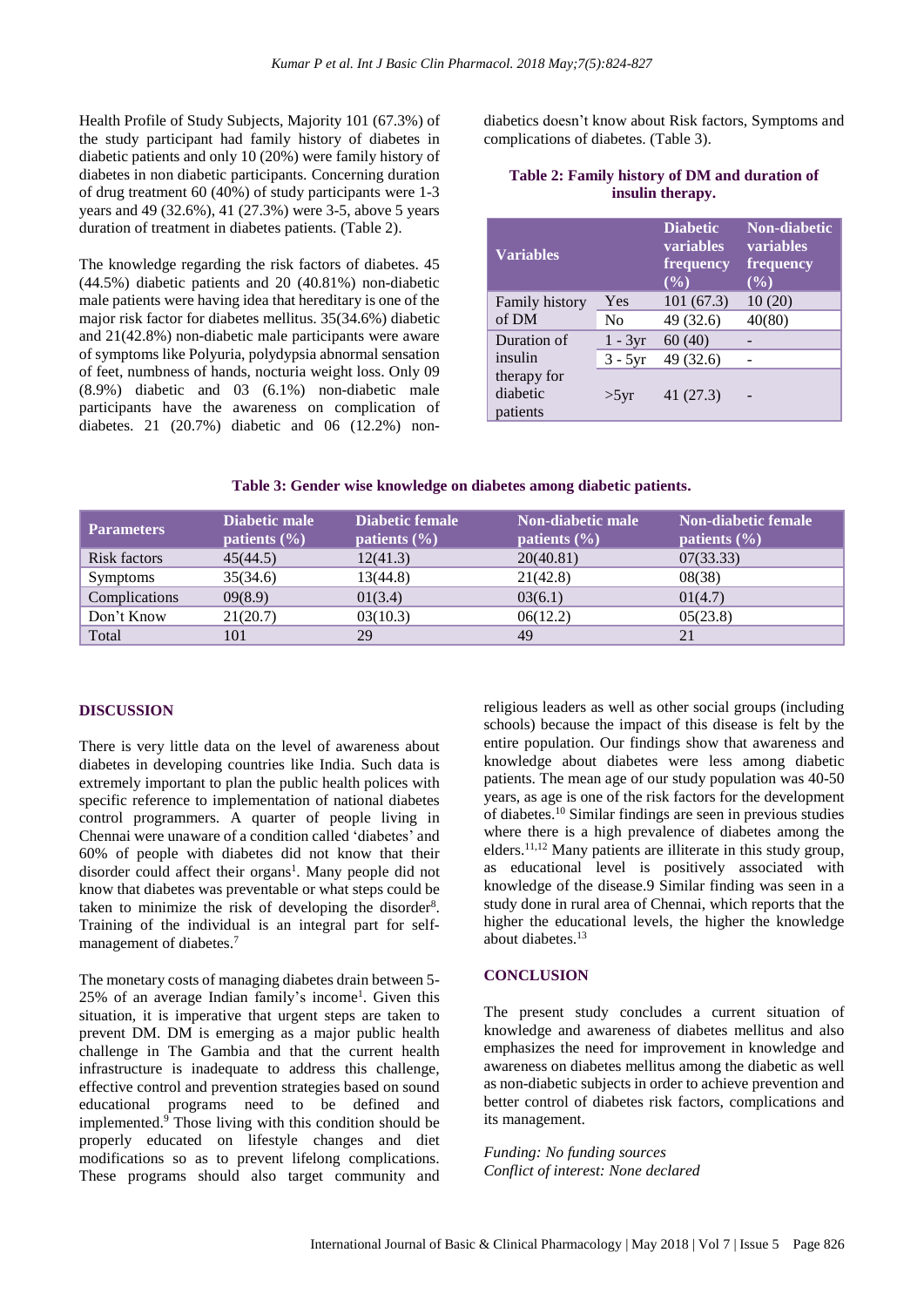Health Profile of Study Subjects, Majority 101 (67.3%) of the study participant had family history of diabetes in diabetic patients and only 10 (20%) were family history of diabetes in non diabetic participants. Concerning duration of drug treatment 60 (40%) of study participants were 1-3 years and 49 (32.6%), 41 (27.3%) were 3-5, above 5 years duration of treatment in diabetes patients. (Table 2).

The knowledge regarding the risk factors of diabetes. 45 (44.5%) diabetic patients and 20 (40.81%) non-diabetic male patients were having idea that hereditary is one of the major risk factor for diabetes mellitus. 35(34.6%) diabetic and 21(42.8%) non-diabetic male participants were aware of symptoms like Polyuria, polydypsia abnormal sensation of feet, numbness of hands, nocturia weight loss. Only 09 (8.9%) diabetic and 03 (6.1%) non-diabetic male participants have the awareness on complication of diabetes. 21 (20.7%) diabetic and 06 (12.2%) non-diabetics doesn't know about Risk factors, Symptoms and complications of diabetes. (Table 3).

**Table 2: Family history of DM and duration of insulin therapy.**

| Variables | | Diabetic variables frequency (%) | Non-diabetic variables frequency (%) |
|---|---|---|---|
| Family history of DM | Yes | 101 (67.3) | 10 (20) |
| | No | 49 (32.6) | 40(80) |
| Duration of insulin therapy for diabetic patients | 1 - 3yr | 60 (40) | - |
| | 3 - 5yr | 49 (32.6) | - |
| | >5yr | 41 (27.3) | - |

**Table 3: Gender wise knowledge on diabetes among diabetic patients.**

| Parameters | Diabetic male patients (%) | Diabetic female patients (%) | Non-diabetic male patients (%) | Non-diabetic female patients (%) |
|---|---|---|---|---|
| Risk factors | 45(44.5) | 12(41.3) | 20(40.81) | 07(33.33) |
| Symptoms | 35(34.6) | 13(44.8) | 21(42.8) | 08(38) |
| Complications | 09(8.9) | 01(3.4) | 03(6.1) | 01(4.7) |
| Don't Know | 21(20.7) | 03(10.3) | 06(12.2) | 05(23.8) |
| Total | 101 | 29 | 49 | 21 |

## DISCUSSION

There is very little data on the level of awareness about diabetes in developing countries like India. Such data is extremely important to plan the public health polices with specific reference to implementation of national diabetes control programmers. A quarter of people living in Chennai were unaware of a condition called 'diabetes' and 60% of people with diabetes did not know that their disorder could affect their organs[1]. Many people did not know that diabetes was preventable or what steps could be taken to minimize the risk of developing the disorder[8]. Training of the individual is an integral part for self-management of diabetes.[7]

The monetary costs of managing diabetes drain between 5-25% of an average Indian family's income[1]. Given this situation, it is imperative that urgent steps are taken to prevent DM. DM is emerging as a major public health challenge in The Gambia and that the current health infrastructure is inadequate to address this challenge, effective control and prevention strategies based on sound educational programs need to be defined and implemented.[9] Those living with this condition should be properly educated on lifestyle changes and diet modifications so as to prevent lifelong complications. These programs should also target community and religious leaders as well as other social groups (including schools) because the impact of this disease is felt by the entire population. Our findings show that awareness and knowledge about diabetes were less among diabetic patients. The mean age of our study population was 40-50 years, as age is one of the risk factors for the development of diabetes.[10] Similar findings are seen in previous studies where there is a high prevalence of diabetes among the elders.[11,12] Many patients are illiterate in this study group, as educational level is positively associated with knowledge of the disease.9 Similar finding was seen in a study done in rural area of Chennai, which reports that the higher the educational levels, the higher the knowledge about diabetes.[13]

## CONCLUSION

The present study concludes a current situation of knowledge and awareness of diabetes mellitus and also emphasizes the need for improvement in knowledge and awareness on diabetes mellitus among the diabetic as well as non-diabetic subjects in order to achieve prevention and better control of diabetes risk factors, complications and its management.

*Funding: No funding sources*
*Conflict of interest: None declared*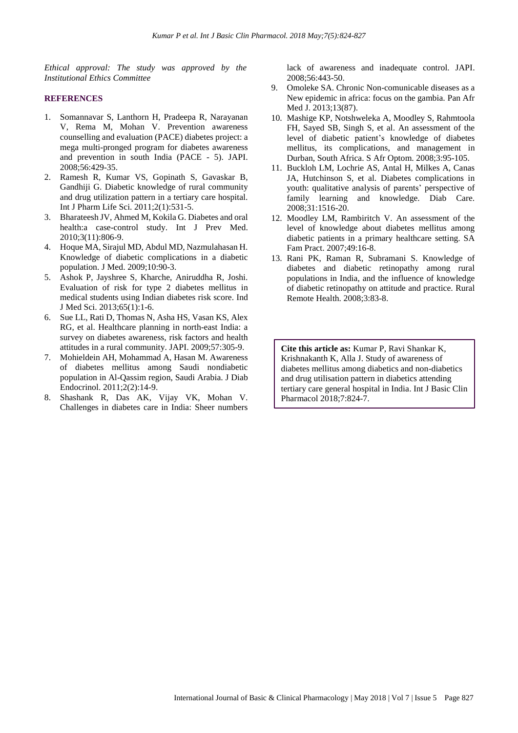*Ethical approval: The study was approved by the Institutional Ethics Committee*

## REFERENCES

1. Somannavar S, Lanthorn H, Pradeepa R, Narayanan V, Rema M, Mohan V. Prevention awareness counselling and evaluation (PACE) diabetes project: a mega multi-pronged program for diabetes awareness and prevention in south India (PACE - 5). JAPI. 2008;56:429-35.
2. Ramesh R, Kumar VS, Gopinath S, Gavaskar B, Gandhiji G. Diabetic knowledge of rural community and drug utilization pattern in a tertiary care hospital. Int J Pharm Life Sci. 2011;2(1):531-5.
3. Bharateesh JV, Ahmed M, Kokila G. Diabetes and oral health:a case-control study. Int J Prev Med. 2010;3(11):806-9.
4. Hoque MA, Sirajul MD, Abdul MD, Nazmulahasan H. Knowledge of diabetic complications in a diabetic population. J Med. 2009;10:90-3.
5. Ashok P, Jayshree S, Kharche, Aniruddha R, Joshi. Evaluation of risk for type 2 diabetes mellitus in medical students using Indian diabetes risk score. Ind J Med Sci. 2013;65(1):1-6.
6. Sue LL, Rati D, Thomas N, Asha HS, Vasan KS, Alex RG, et al. Healthcare planning in north-east India: a survey on diabetes awareness, risk factors and health attitudes in a rural community. JAPI. 2009;57:305-9.
7. Mohieldein AH, Mohammad A, Hasan M. Awareness of diabetes mellitus among Saudi nondiabetic population in Al-Qassim region, Saudi Arabia. J Diab Endocrinol. 2011;2(2):14-9.
8. Shashank R, Das AK, Vijay VK, Mohan V. Challenges in diabetes care in India: Sheer numbers lack of awareness and inadequate control. JAPI. 2008;56:443-50.
9. Omoleke SA. Chronic Non-comunicable diseases as a New epidemic in africa: focus on the gambia. Pan Afr Med J. 2013;13(87).
10. Mashige KP, Notshweleka A, Moodley S, Rahmtoola FH, Sayed SB, Singh S, et al. An assessment of the level of diabetic patient's knowledge of diabetes mellitus, its complications, and management in Durban, South Africa. S Afr Optom. 2008;3:95-105.
11. Buckloh LM, Lochrie AS, Antal H, Milkes A, Canas JA, Hutchinson S, et al. Diabetes complications in youth: qualitative analysis of parents' perspective of family learning and knowledge. Diab Care. 2008;31:1516-20.
12. Moodley LM, Rambiritch V. An assessment of the level of knowledge about diabetes mellitus among diabetic patients in a primary healthcare setting. SA Fam Pract. 2007;49:16-8.
13. Rani PK, Raman R, Subramani S. Knowledge of diabetes and diabetic retinopathy among rural populations in India, and the influence of knowledge of diabetic retinopathy on attitude and practice. Rural Remote Health. 2008;3:83-8.

**Cite this article as:** Kumar P, Ravi Shankar K, Krishnakanth K, Alla J. Study of awareness of diabetes mellitus among diabetics and non-diabetics and drug utilisation pattern in diabetics attending tertiary care general hospital in India. Int J Basic Clin Pharmacol 2018;7:824-7.